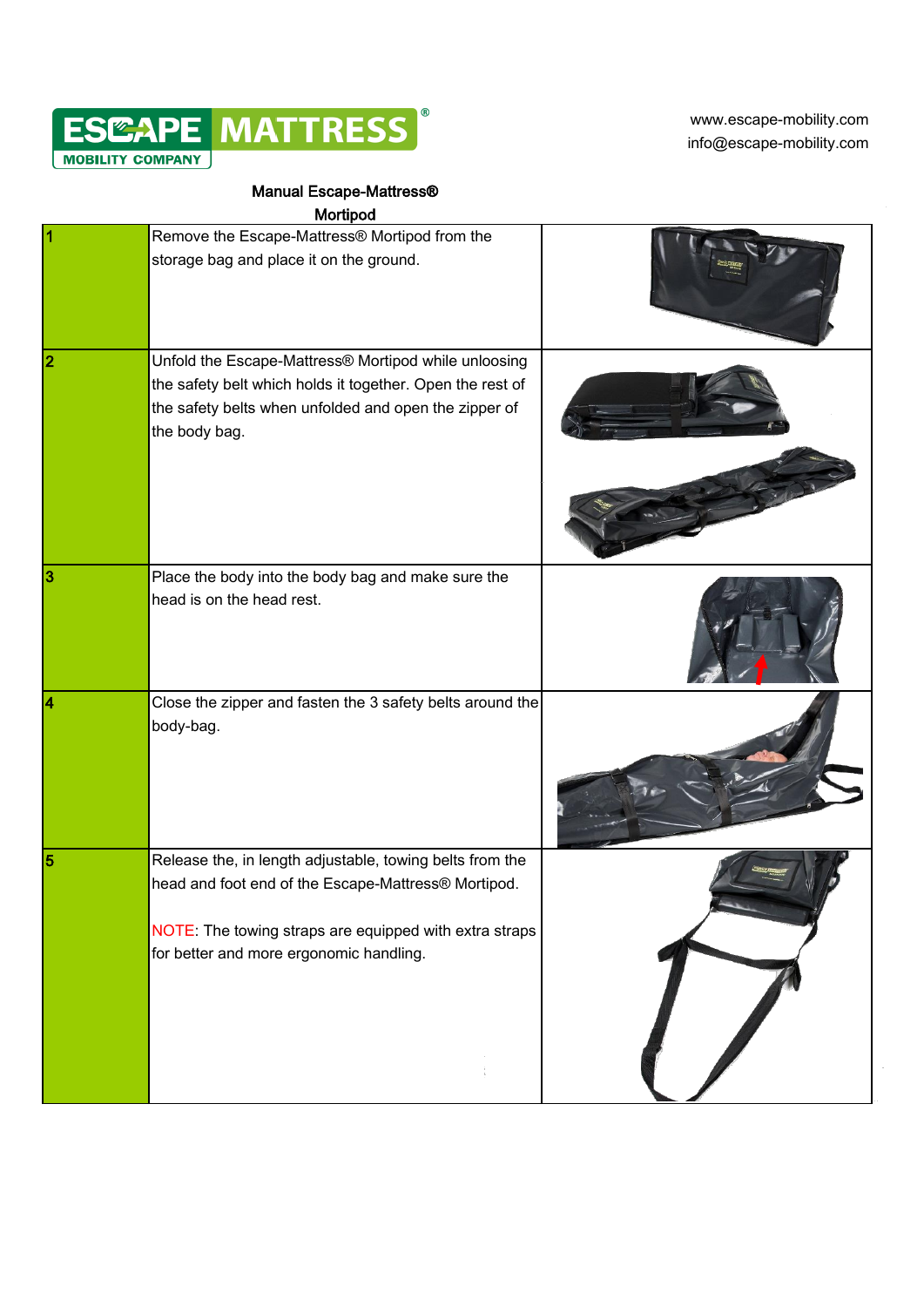ESCAPE MATTRESS®
MOBILITY COMPANY

www.escape-mobility.com
info@escape-mobility.com

## Manual Escape-Mattress® Mortipod

| | | |
|---|---|---|
| 1 | Remove the Escape-Mattress® Mortipod from the storage bag and place it on the ground. | |
| 2 | Unfold the Escape-Mattress® Mortipod while unloosing the safety belt which holds it together. Open the rest of the safety belts when unfolded and open the zipper of the body bag. | |
| 3 | Place the body into the body bag and make sure the head is on the head rest. | |
| 4 | Close the zipper and fasten the 3 safety belts around the body-bag. | |
| 5 | Release the, in length adjustable, towing belts from the head and foot end of the Escape-Mattress® Mortipod.<br><br>NOTE: The towing straps are equipped with extra straps for better and more ergonomic handling. | |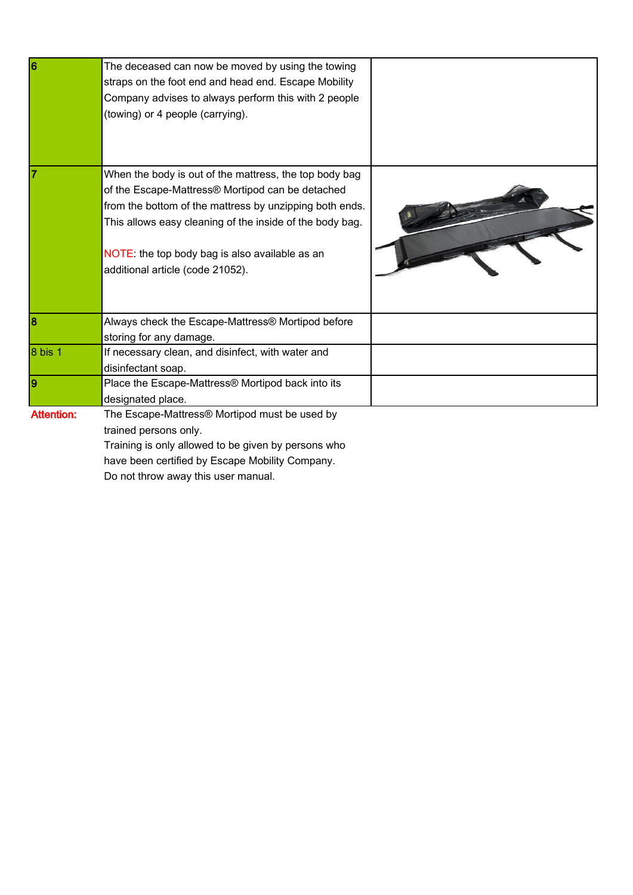| | | |
|---|---|---|
| **6** | The deceased can now be moved by using the towing straps on the foot end and head end. Escape Mobility Company advises to always perform this with 2 people (towing) or 4 people (carrying). | |
| **7** | When the body is out of the mattress, the top body bag of the Escape-Mattress® Mortipod can be detached from the bottom of the mattress by unzipping both ends. This allows easy cleaning of the inside of the body bag.<br><br>NOTE: the top body bag is also available as an additional article (code 21052). | |
| **8** | Always check the Escape-Mattress® Mortipod before storing for any damage. | |
| 8 bis 1 | If necessary clean, and disinfect, with water and disinfectant soap. | |
| **9** | Place the Escape-Mattress® Mortipod back into its designated place. | |

**Attention:** The Escape-Mattress® Mortipod must be used by trained persons only.
Training is only allowed to be given by persons who have been certified by Escape Mobility Company.
Do not throw away this user manual.